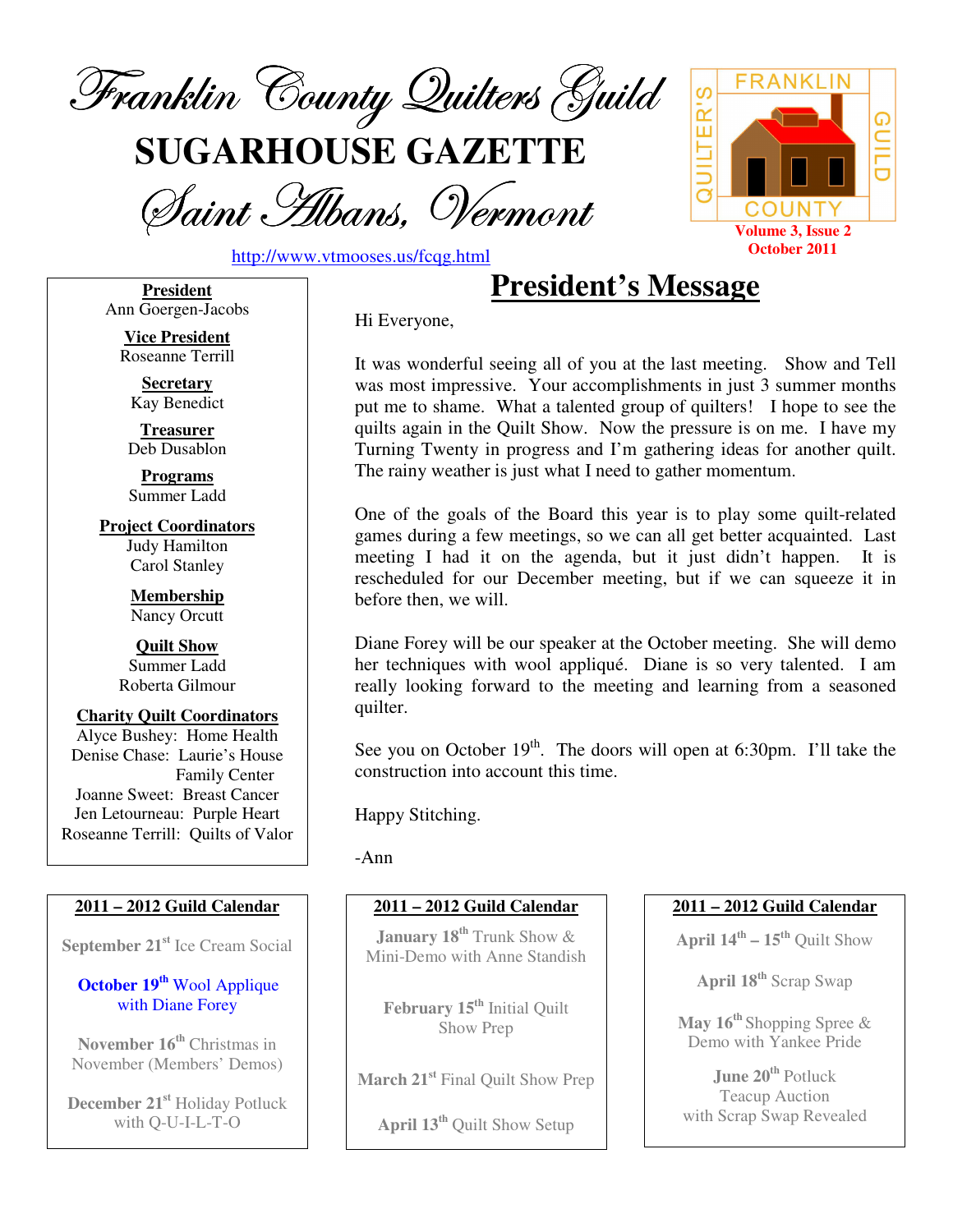# Franklin County Quilters Guild

# SUGARHOUSE GAZETTE

## Saint Albans, Vermont

http://www.vtmooses.us/fcqg.html

FRANKLIN COUNTY QUILTER'S GUILD

**Volume 3, Issue 2**
**October 2011**

**President**
Ann Goergen-Jacobs

**Vice President**
Roseanne Terrill

**Secretary**
Kay Benedict

**Treasurer**
Deb Dusablon

**Programs**
Summer Ladd

**Project Coordinators**
Judy Hamilton
Carol Stanley

**Membership**
Nancy Orcutt

**Quilt Show**
Summer Ladd
Roberta Gilmour

**Charity Quilt Coordinators**
Alyce Bushey: Home Health
Denise Chase: Laurie's House Family Center
Joanne Sweet: Breast Cancer
Jen Letourneau: Purple Heart
Roseanne Terrill: Quilts of Valor

## President's Message

Hi Everyone,

It was wonderful seeing all of you at the last meeting. Show and Tell was most impressive. Your accomplishments in just 3 summer months put me to shame. What a talented group of quilters! I hope to see the quilts again in the Quilt Show. Now the pressure is on me. I have my Turning Twenty in progress and I'm gathering ideas for another quilt. The rainy weather is just what I need to gather momentum.

One of the goals of the Board this year is to play some quilt-related games during a few meetings, so we can all get better acquainted. Last meeting I had it on the agenda, but it just didn't happen. It is rescheduled for our December meeting, but if we can squeeze it in before then, we will.

Diane Forey will be our speaker at the October meeting. She will demo her techniques with wool appliqué. Diane is so very talented. I am really looking forward to the meeting and learning from a seasoned quilter.

See you on October 19th. The doors will open at 6:30pm. I'll take the construction into account this time.

Happy Stitching.

-Ann

### 2011 – 2012 Guild Calendar

**September 21st** Ice Cream Social

**October 19th** Wool Applique with Diane Forey

**November 16th** Christmas in November (Members' Demos)

**December 21st** Holiday Potluck with Q-U-I-L-T-O

**January 18th** Trunk Show & Mini-Demo with Anne Standish

**February 15th** Initial Quilt Show Prep

**March 21st** Final Quilt Show Prep

**April 13th** Quilt Show Setup

**April 14th – 15th** Quilt Show

**April 18th** Scrap Swap

**May 16th** Shopping Spree & Demo with Yankee Pride

**June 20th** Potluck Teacup Auction with Scrap Swap Revealed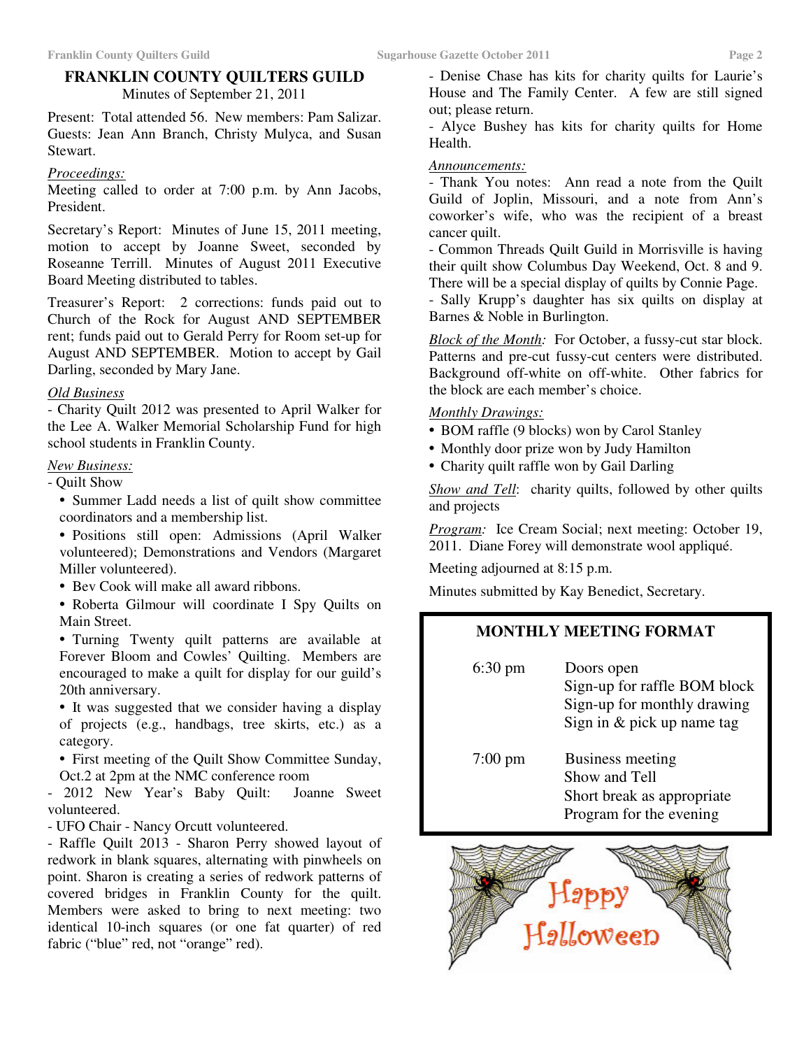# FRANKLIN COUNTY QUILTERS GUILD

Minutes of September 21, 2011

Present: Total attended 56. New members: Pam Salizar. Guests: Jean Ann Branch, Christy Mulyca, and Susan Stewart.

*Proceedings:*

Meeting called to order at 7:00 p.m. by Ann Jacobs, President.

Secretary's Report: Minutes of June 15, 2011 meeting, motion to accept by Joanne Sweet, seconded by Roseanne Terrill. Minutes of August 2011 Executive Board Meeting distributed to tables.

Treasurer's Report: 2 corrections: funds paid out to Church of the Rock for August AND SEPTEMBER rent; funds paid out to Gerald Perry for Room set-up for August AND SEPTEMBER. Motion to accept by Gail Darling, seconded by Mary Jane.

*Old Business*

- Charity Quilt 2012 was presented to April Walker for the Lee A. Walker Memorial Scholarship Fund for high school students in Franklin County.

*New Business:*

- Quilt Show
  - Summer Ladd needs a list of quilt show committee coordinators and a membership list.
  - Positions still open: Admissions (April Walker volunteered); Demonstrations and Vendors (Margaret Miller volunteered).
  - Bev Cook will make all award ribbons.
  - Roberta Gilmour will coordinate I Spy Quilts on Main Street.
  - Turning Twenty quilt patterns are available at Forever Bloom and Cowles' Quilting. Members are encouraged to make a quilt for display for our guild's 20th anniversary.
  - It was suggested that we consider having a display of projects (e.g., handbags, tree skirts, etc.) as a category.
  - First meeting of the Quilt Show Committee Sunday, Oct.2 at 2pm at the NMC conference room
- 2012 New Year's Baby Quilt: Joanne Sweet volunteered.
- UFO Chair - Nancy Orcutt volunteered.
- Raffle Quilt 2013 - Sharon Perry showed layout of redwork in blank squares, alternating with pinwheels on point. Sharon is creating a series of redwork patterns of covered bridges in Franklin County for the quilt. Members were asked to bring to next meeting: two identical 10-inch squares (or one fat quarter) of red fabric ("blue" red, not "orange" red).
- Denise Chase has kits for charity quilts for Laurie's House and The Family Center. A few are still signed out; please return.
- Alyce Bushey has kits for charity quilts for Home Health.

*Announcements:*

- Thank You notes: Ann read a note from the Quilt Guild of Joplin, Missouri, and a note from Ann's coworker's wife, who was the recipient of a breast cancer quilt.
- Common Threads Quilt Guild in Morrisville is having their quilt show Columbus Day Weekend, Oct. 8 and 9. There will be a special display of quilts by Connie Page.
- Sally Krupp's daughter has six quilts on display at Barnes & Noble in Burlington.

*Block of the Month:* For October, a fussy-cut star block. Patterns and pre-cut fussy-cut centers were distributed. Background off-white on off-white. Other fabrics for the block are each member's choice.

*Monthly Drawings:*

- BOM raffle (9 blocks) won by Carol Stanley
- Monthly door prize won by Judy Hamilton
- Charity quilt raffle won by Gail Darling

*Show and Tell*: charity quilts, followed by other quilts and projects

*Program:* Ice Cream Social; next meeting: October 19, 2011. Diane Forey will demonstrate wool appliqué.

Meeting adjourned at 8:15 p.m.

Minutes submitted by Kay Benedict, Secretary.

## MONTHLY MEETING FORMAT

| Time | Activity |
| --- | --- |
| 6:30 pm | Doors open<br>Sign-up for raffle BOM block<br>Sign-up for monthly drawing<br>Sign in & pick up name tag |
| 7:00 pm | Business meeting<br>Show and Tell<br>Short break as appropriate<br>Program for the evening |

Happy Halloween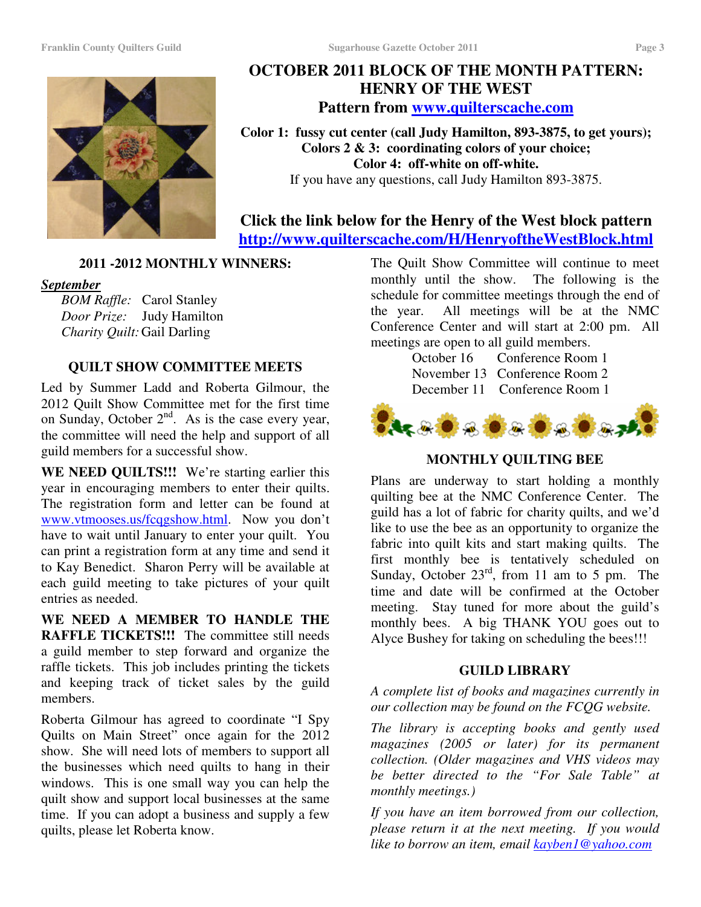# OCTOBER 2011 BLOCK OF THE MONTH PATTERN: HENRY OF THE WEST

## Pattern from www.quilterscache.com

**Color 1: fussy cut center (call Judy Hamilton, 893-3875, to get yours);**
**Colors 2 & 3: coordinating colors of your choice;**
**Color 4: off-white on off-white.**
If you have any questions, call Judy Hamilton 893-3875.

**Click the link below for the Henry of the West block pattern**
**http://www.quilterscache.com/H/HenryoftheWestBlock.html**

### 2011 -2012 MONTHLY WINNERS:

***September***

*BOM Raffle:* Carol Stanley
*Door Prize:* Judy Hamilton
*Charity Quilt:* Gail Darling

### QUILT SHOW COMMITTEE MEETS

Led by Summer Ladd and Roberta Gilmour, the 2012 Quilt Show Committee met for the first time on Sunday, October 2nd. As is the case every year, the committee will need the help and support of all guild members for a successful show.

**WE NEED QUILTS!!!** We're starting earlier this year in encouraging members to enter their quilts. The registration form and letter can be found at www.vtmooses.us/fcqgshow.html. Now you don't have to wait until January to enter your quilt. You can print a registration form at any time and send it to Kay Benedict. Sharon Perry will be available at each guild meeting to take pictures of your quilt entries as needed.

**WE NEED A MEMBER TO HANDLE THE RAFFLE TICKETS!!!** The committee still needs a guild member to step forward and organize the raffle tickets. This job includes printing the tickets and keeping track of ticket sales by the guild members.

Roberta Gilmour has agreed to coordinate "I Spy Quilts on Main Street" once again for the 2012 show. She will need lots of members to support all the businesses which need quilts to hang in their windows. This is one small way you can help the quilt show and support local businesses at the same time. If you can adopt a business and supply a few quilts, please let Roberta know.

The Quilt Show Committee will continue to meet monthly until the show. The following is the schedule for committee meetings through the end of the year. All meetings will be at the NMC Conference Center and will start at 2:00 pm. All meetings are open to all guild members.

October 16 Conference Room 1
November 13 Conference Room 2
December 11 Conference Room 1

### MONTHLY QUILTING BEE

Plans are underway to start holding a monthly quilting bee at the NMC Conference Center. The guild has a lot of fabric for charity quilts, and we'd like to use the bee as an opportunity to organize the fabric into quilt kits and start making quilts. The first monthly bee is tentatively scheduled on Sunday, October 23rd, from 11 am to 5 pm. The time and date will be confirmed at the October meeting. Stay tuned for more about the guild's monthly bees. A big THANK YOU goes out to Alyce Bushey for taking on scheduling the bees!!!

### GUILD LIBRARY

*A complete list of books and magazines currently in our collection may be found on the FCQG website.*

*The library is accepting books and gently used magazines (2005 or later) for its permanent collection. (Older magazines and VHS videos may be better directed to the "For Sale Table" at monthly meetings.)*

*If you have an item borrowed from our collection, please return it at the next meeting. If you would like to borrow an item, email kayben1@yahoo.com*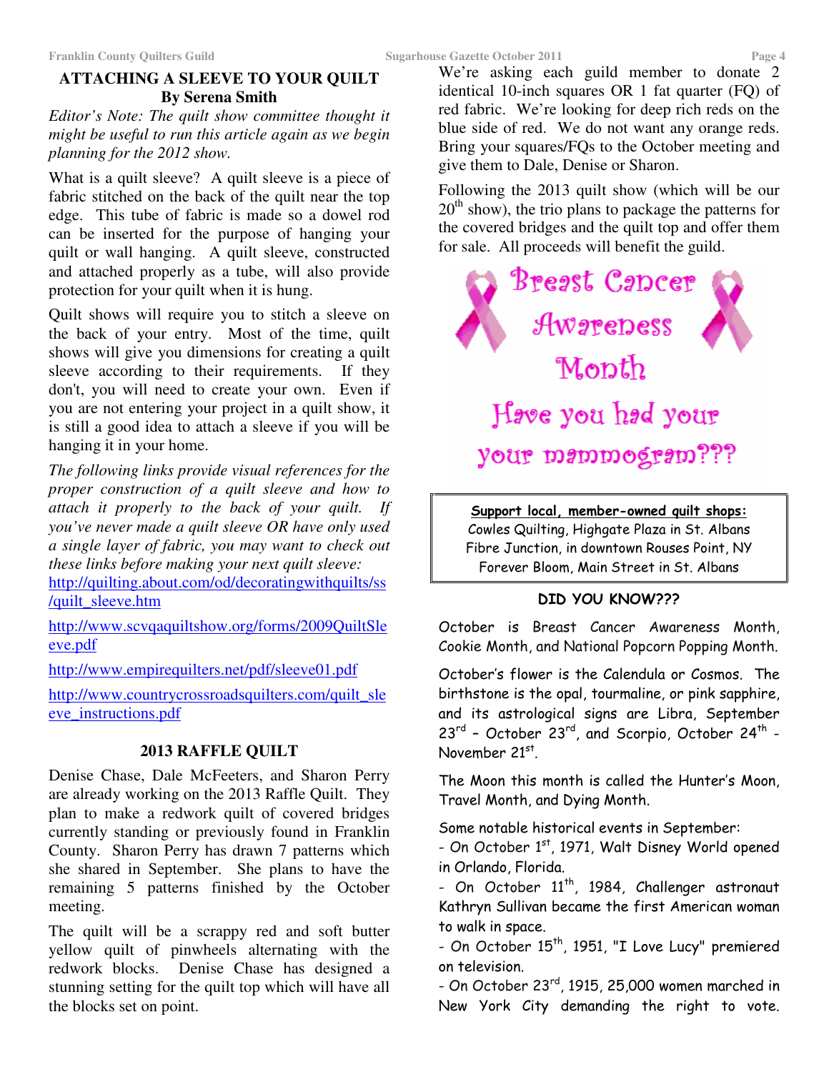## ATTACHING A SLEEVE TO YOUR QUILT
**By Serena Smith**

*Editor's Note: The quilt show committee thought it might be useful to run this article again as we begin planning for the 2012 show.*

What is a quilt sleeve? A quilt sleeve is a piece of fabric stitched on the back of the quilt near the top edge. This tube of fabric is made so a dowel rod can be inserted for the purpose of hanging your quilt or wall hanging. A quilt sleeve, constructed and attached properly as a tube, will also provide protection for your quilt when it is hung.

Quilt shows will require you to stitch a sleeve on the back of your entry. Most of the time, quilt shows will give you dimensions for creating a quilt sleeve according to their requirements. If they don't, you will need to create your own. Even if you are not entering your project in a quilt show, it is still a good idea to attach a sleeve if you will be hanging it in your home.

*The following links provide visual references for the proper construction of a quilt sleeve and how to attach it properly to the back of your quilt. If you've never made a quilt sleeve OR have only used a single layer of fabric, you may want to check out these links before making your next quilt sleeve:*

http://quilting.about.com/od/decoratingwithquilts/ss/quilt_sleeve.htm

http://www.scvqaquiltshow.org/forms/2009QuiltSleeve.pdf

http://www.empirequilters.net/pdf/sleeve01.pdf

http://www.countrycrossroadsquilters.com/quilt_sleeve_instructions.pdf

## 2013 RAFFLE QUILT

Denise Chase, Dale McFeeters, and Sharon Perry are already working on the 2013 Raffle Quilt. They plan to make a redwork quilt of covered bridges currently standing or previously found in Franklin County. Sharon Perry has drawn 7 patterns which she shared in September. She plans to have the remaining 5 patterns finished by the October meeting.

The quilt will be a scrappy red and soft butter yellow quilt of pinwheels alternating with the redwork blocks. Denise Chase has designed a stunning setting for the quilt top which will have all the blocks set on point.

We're asking each guild member to donate 2 identical 10-inch squares OR 1 fat quarter (FQ) of red fabric. We're looking for deep rich reds on the blue side of red. We do not want any orange reds. Bring your squares/FQs to the October meeting and give them to Dale, Denise or Sharon.

Following the 2013 quilt show (which will be our 20th show), the trio plans to package the patterns for the covered bridges and the quilt top and offer them for sale. All proceeds will benefit the guild.

Breast Cancer Awareness Month

Have you had your your mammogram???

**Support local, member-owned quilt shops:**
Cowles Quilting, Highgate Plaza in St. Albans
Fibre Junction, in downtown Rouses Point, NY
Forever Bloom, Main Street in St. Albans

### DID YOU KNOW???

October is Breast Cancer Awareness Month, Cookie Month, and National Popcorn Popping Month.

October's flower is the Calendula or Cosmos. The birthstone is the opal, tourmaline, or pink sapphire, and its astrological signs are Libra, September 23rd – October 23rd, and Scorpio, October 24th - November 21st.

The Moon this month is called the Hunter's Moon, Travel Month, and Dying Month.

Some notable historical events in September:
- On October 1st, 1971, Walt Disney World opened in Orlando, Florida.
- On October 11th, 1984, Challenger astronaut Kathryn Sullivan became the first American woman to walk in space.
- On October 15th, 1951, "I Love Lucy" premiered on television.
- On October 23rd, 1915, 25,000 women marched in New York City demanding the right to vote.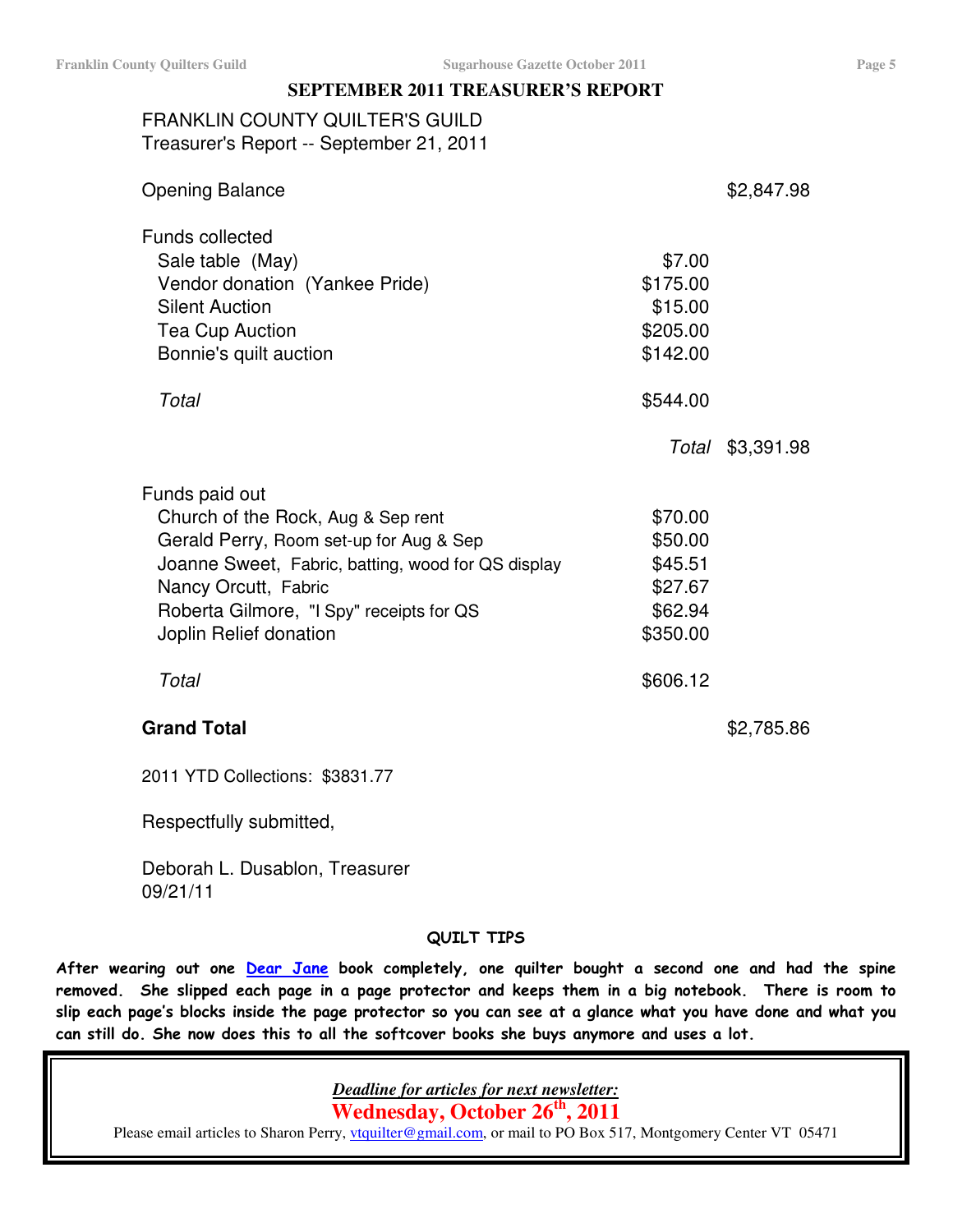## SEPTEMBER 2011 TREASURER'S REPORT

FRANKLIN COUNTY QUILTER'S GUILD
Treasurer's Report -- September 21, 2011

| | | |
|---|---|---|
| Opening Balance | | $2,847.98 |
| **Funds collected** | | |
| Sale table (May) | $7.00 | |
| Vendor donation (Yankee Pride) | $175.00 | |
| Silent Auction | $15.00 | |
| Tea Cup Auction | $205.00 | |
| Bonnie's quilt auction | $142.00 | |
| *Total* | $544.00 | |
| | *Total* | $3,391.98 |
| **Funds paid out** | | |
| Church of the Rock, Aug & Sep rent | $70.00 | |
| Gerald Perry, Room set-up for Aug & Sep | $50.00 | |
| Joanne Sweet, Fabric, batting, wood for QS display | $45.51 | |
| Nancy Orcutt, Fabric | $27.67 | |
| Roberta Gilmore, "I Spy" receipts for QS | $62.94 | |
| Joplin Relief donation | $350.00 | |
| *Total* | $606.12 | |
| **Grand Total** | | $2,785.86 |

2011 YTD Collections: $3831.77

Respectfully submitted,

Deborah L. Dusablon, Treasurer
09/21/11

### QUILT TIPS

**After wearing out one [Dear Jane](#) book completely, one quilter bought a second one and had the spine removed. She slipped each page in a page protector and keeps them in a big notebook. There is room to slip each page's blocks inside the page protector so you can see at a glance what you have done and what you can still do. She now does this to all the softcover books she buys anymore and uses a lot.**

---

***Deadline for articles for next newsletter:***

**Wednesday, October 26th, 2011**

Please email articles to Sharon Perry, vtquilter@gmail.com, or mail to PO Box 517, Montgomery Center VT 05471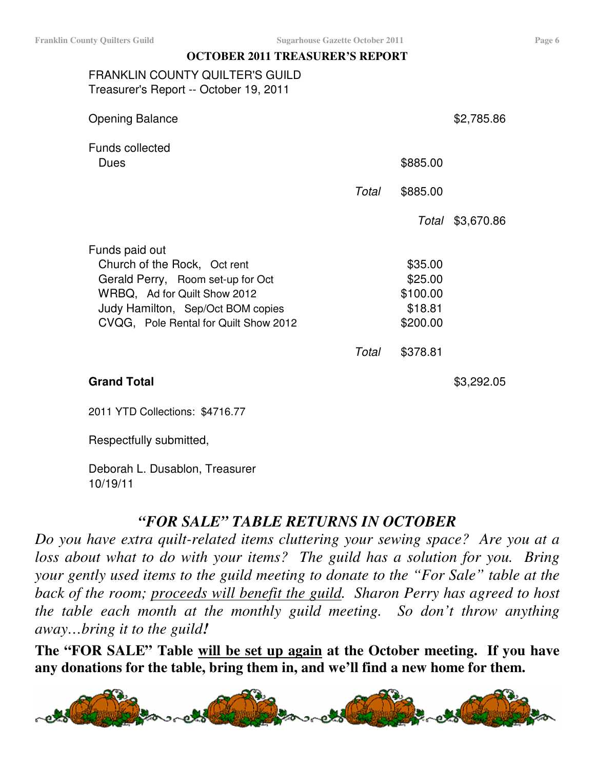## OCTOBER 2011 TREASURER'S REPORT

FRANKLIN COUNTY QUILTER'S GUILD
Treasurer's Report -- October 19, 2011

| | | | |
|---|---|---|---|
| Opening Balance | | | $2,785.86 |
| Funds collected | | | |
| Dues | | $885.00 | |
| | *Total* | $885.00 | |
| | | *Total* | $3,670.86 |
| Funds paid out | | | |
| Church of the Rock, Oct rent | | $35.00 | |
| Gerald Perry, Room set-up for Oct | | $25.00 | |
| WRBQ, Ad for Quilt Show 2012 | | $100.00 | |
| Judy Hamilton, Sep/Oct BOM copies | | $18.81 | |
| CVQG, Pole Rental for Quilt Show 2012 | | $200.00 | |
| | *Total* | $378.81 | |
| **Grand Total** | | | $3,292.05 |

2011 YTD Collections: $4716.77

Respectfully submitted,

Deborah L. Dusablon, Treasurer
10/19/11

## *"FOR SALE" TABLE RETURNS IN OCTOBER*

*Do you have extra quilt-related items cluttering your sewing space? Are you at a loss about what to do with your items? The guild has a solution for you. Bring your gently used items to the guild meeting to donate to the "For Sale" table at the back of the room; proceeds will benefit the guild. Sharon Perry has agreed to host the table each month at the monthly guild meeting. So don't throw anything away…bring it to the guild!*

**The "FOR SALE" Table will be set up again at the October meeting. If you have any donations for the table, bring them in, and we'll find a new home for them.**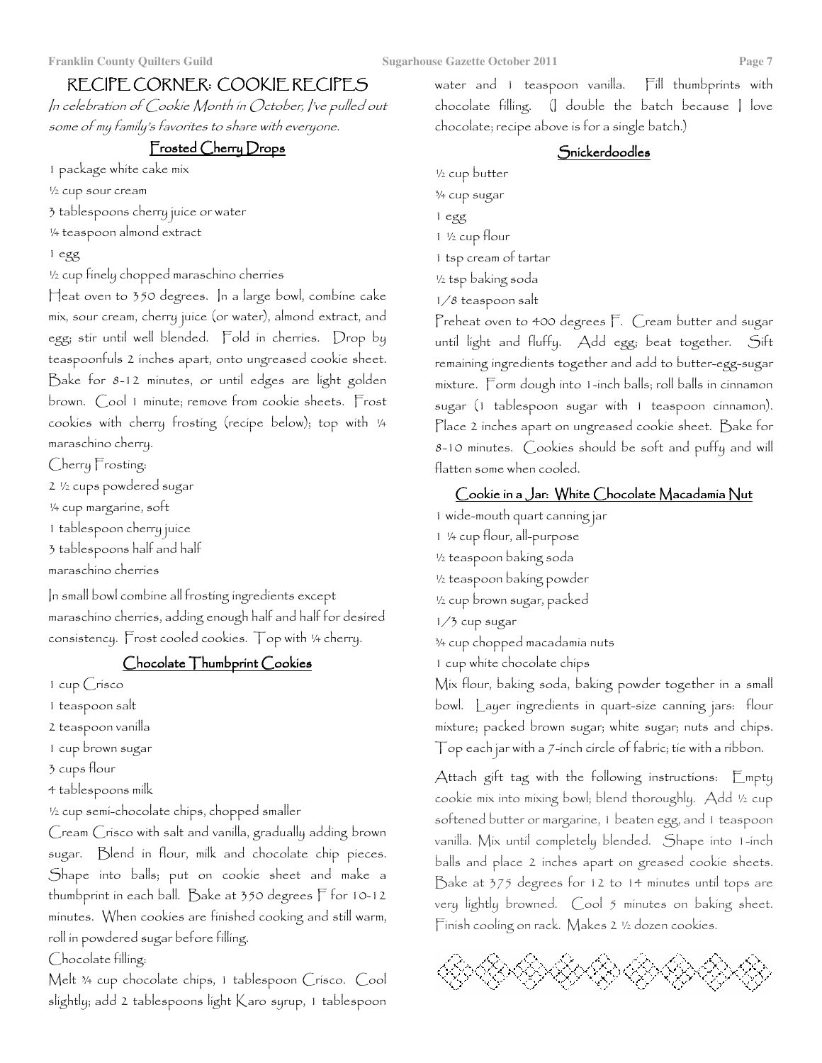# RECIPE CORNER: COOKIE RECIPES

*In celebration of Cookie Month in October, I've pulled out some of my family's favorites to share with everyone.*

## Frosted Cherry Drops

1 package white cake mix

½ cup sour cream

3 tablespoons cherry juice or water

¼ teaspoon almond extract

1 egg

½ cup finely chopped maraschino cherries

Heat oven to 350 degrees. In a large bowl, combine cake mix, sour cream, cherry juice (or water), almond extract, and egg; stir until well blended. Fold in cherries. Drop by teaspoonfuls 2 inches apart, onto ungreased cookie sheet. Bake for 8-12 minutes, or until edges are light golden brown. Cool 1 minute; remove from cookie sheets. Frost cookies with cherry frosting (recipe below); top with ¼ maraschino cherry.

Cherry Frosting:

2 ½ cups powdered sugar

¼ cup margarine, soft

1 tablespoon cherry juice

3 tablespoons half and half

maraschino cherries

In small bowl combine all frosting ingredients except maraschino cherries, adding enough half and half for desired consistency. Frost cooled cookies. Top with ¼ cherry.

## Chocolate Thumbprint Cookies

1 cup Crisco

1 teaspoon salt

2 teaspoon vanilla

1 cup brown sugar

3 cups flour

4 tablespoons milk

½ cup semi-chocolate chips, chopped smaller

Cream Crisco with salt and vanilla, gradually adding brown sugar. Blend in flour, milk and chocolate chip pieces. Shape into balls; put on cookie sheet and make a thumbprint in each ball. Bake at 350 degrees F for 10-12 minutes. When cookies are finished cooking and still warm, roll in powdered sugar before filling.

Chocolate filling:

Melt ¾ cup chocolate chips, 1 tablespoon Crisco. Cool slightly; add 2 tablespoons light Karo syrup, 1 tablespoon water and 1 teaspoon vanilla. Fill thumbprints with chocolate filling. (I double the batch because I love chocolate; recipe above is for a single batch.)

## Snickerdoodles

½ cup butter

¾ cup sugar

1 egg

1 ½ cup flour

1 tsp cream of tartar

½ tsp baking soda

1/8 teaspoon salt

Preheat oven to 400 degrees F. Cream butter and sugar until light and fluffy. Add egg; beat together. Sift remaining ingredients together and add to butter-egg-sugar mixture. Form dough into 1-inch balls; roll balls in cinnamon sugar (1 tablespoon sugar with 1 teaspoon cinnamon). Place 2 inches apart on ungreased cookie sheet. Bake for 8-10 minutes. Cookies should be soft and puffy and will flatten some when cooled.

## Cookie in a Jar: White Chocolate Macadamia Nut

1 wide-mouth quart canning jar

1 ¼ cup flour, all-purpose

½ teaspoon baking soda

½ teaspoon baking powder

½ cup brown sugar, packed

1/3 cup sugar

¾ cup chopped macadamia nuts

1 cup white chocolate chips

Mix flour, baking soda, baking powder together in a small bowl. Layer ingredients in quart-size canning jars: flour mixture; packed brown sugar; white sugar; nuts and chips. Top each jar with a 7-inch circle of fabric; tie with a ribbon.

Attach gift tag with the following instructions: Empty cookie mix into mixing bowl; blend thoroughly. Add ½ cup softened butter or margarine, 1 beaten egg, and 1 teaspoon vanilla. Mix until completely blended. Shape into 1-inch balls and place 2 inches apart on greased cookie sheets. Bake at 375 degrees for 12 to 14 minutes until tops are very lightly browned. Cool 5 minutes on baking sheet. Finish cooling on rack. Makes 2 ½ dozen cookies.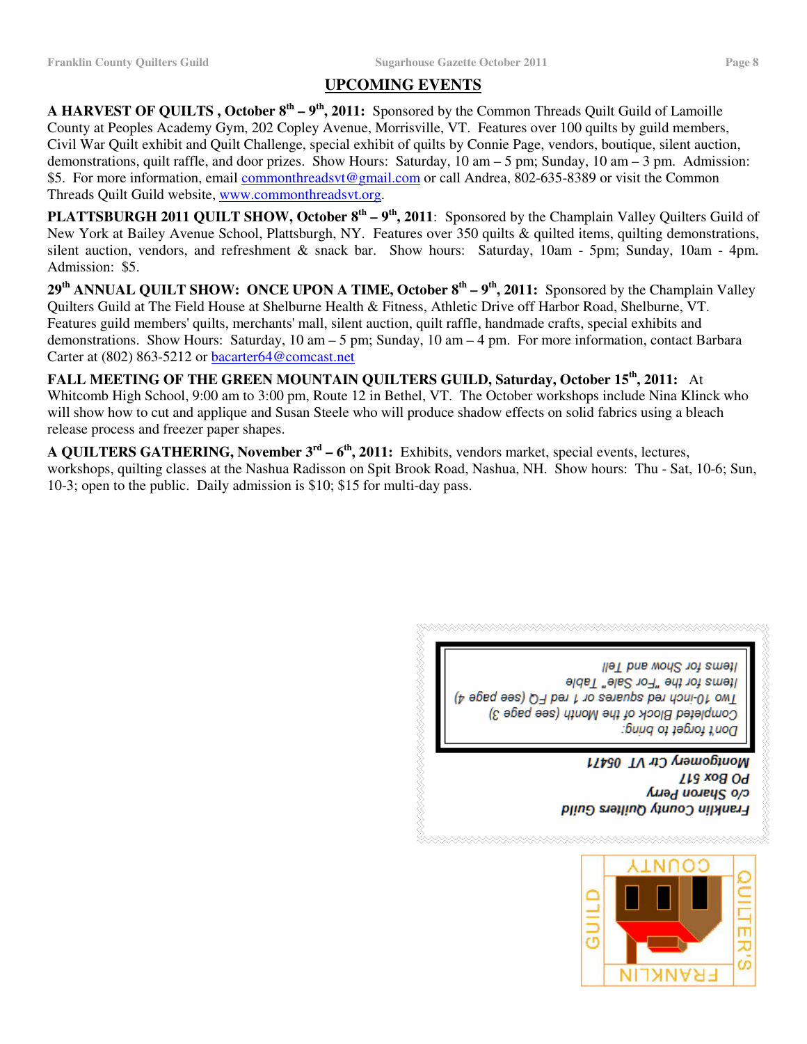## UPCOMING EVENTS

**A HARVEST OF QUILTS , October 8th – 9th, 2011:** Sponsored by the Common Threads Quilt Guild of Lamoille County at Peoples Academy Gym, 202 Copley Avenue, Morrisville, VT. Features over 100 quilts by guild members, Civil War Quilt exhibit and Quilt Challenge, special exhibit of quilts by Connie Page, vendors, boutique, silent auction, demonstrations, quilt raffle, and door prizes. Show Hours: Saturday, 10 am – 5 pm; Sunday, 10 am – 3 pm. Admission: $5. For more information, email commonthreadsvt@gmail.com or call Andrea, 802-635-8389 or visit the Common Threads Quilt Guild website, www.commonthreadsvt.org.

**PLATTSBURGH 2011 QUILT SHOW, October 8th – 9th, 2011**: Sponsored by the Champlain Valley Quilters Guild of New York at Bailey Avenue School, Plattsburgh, NY. Features over 350 quilts & quilted items, quilting demonstrations, silent auction, vendors, and refreshment & snack bar. Show hours: Saturday, 10am - 5pm; Sunday, 10am - 4pm. Admission: $5.

**29th ANNUAL QUILT SHOW: ONCE UPON A TIME, October 8th – 9th, 2011:** Sponsored by the Champlain Valley Quilters Guild at The Field House at Shelburne Health & Fitness, Athletic Drive off Harbor Road, Shelburne, VT. Features guild members' quilts, merchants' mall, silent auction, quilt raffle, handmade crafts, special exhibits and demonstrations. Show Hours: Saturday, 10 am – 5 pm; Sunday, 10 am – 4 pm. For more information, contact Barbara Carter at (802) 863-5212 or bacarter64@comcast.net

**FALL MEETING OF THE GREEN MOUNTAIN QUILTERS GUILD, Saturday, October 15th, 2011:** At Whitcomb High School, 9:00 am to 3:00 pm, Route 12 in Bethel, VT. The October workshops include Nina Klinck who will show how to cut and applique and Susan Steele who will produce shadow effects on solid fabrics using a bleach release process and freezer paper shapes.

**A QUILTERS GATHERING, November 3rd – 6th, 2011:** Exhibits, vendors market, special events, lectures, workshops, quilting classes at the Nashua Radisson on Spit Brook Road, Nashua, NH. Show hours: Thu - Sat, 10-6; Sun, 10-3; open to the public. Daily admission is $10; $15 for multi-day pass.

*Franklin County Quilters Guild*
*c/o Sharon Perry*
*PO Box 517*
*Montgomery Ctr VT 05471*

*Don't forget to bring:*
*Completed Block of the Month (see page 3)*
*Two 10-inch red squares or 1 red FQ (see page 4)*
*Items for the "For Sale" Table*
*Items for Show and Tell*

FRANKLIN COUNTY QUILTER'S GUILD